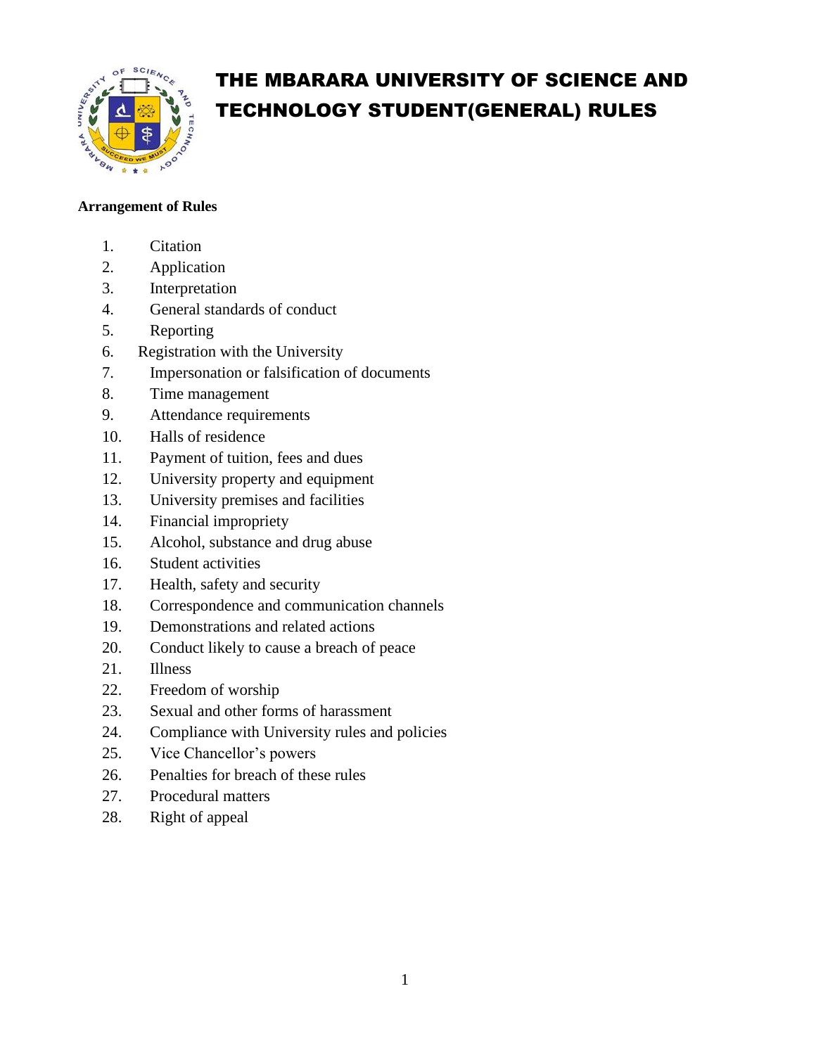# THE MBARARA UNIVERSITY OF SCIENCE AND TECHNOLOGY STUDENT(GENERAL) RULES

**Arrangement of Rules**

1. Citation
2. Application
3. Interpretation
4. General standards of conduct
5. Reporting
6. Registration with the University
7. Impersonation or falsification of documents
8. Time management
9. Attendance requirements
10. Halls of residence
11. Payment of tuition, fees and dues
12. University property and equipment
13. University premises and facilities
14. Financial impropriety
15. Alcohol, substance and drug abuse
16. Student activities
17. Health, safety and security
18. Correspondence and communication channels
19. Demonstrations and related actions
20. Conduct likely to cause a breach of peace
21. Illness
22. Freedom of worship
23. Sexual and other forms of harassment
24. Compliance with University rules and policies
25. Vice Chancellor's powers
26. Penalties for breach of these rules
27. Procedural matters
28. Right of appeal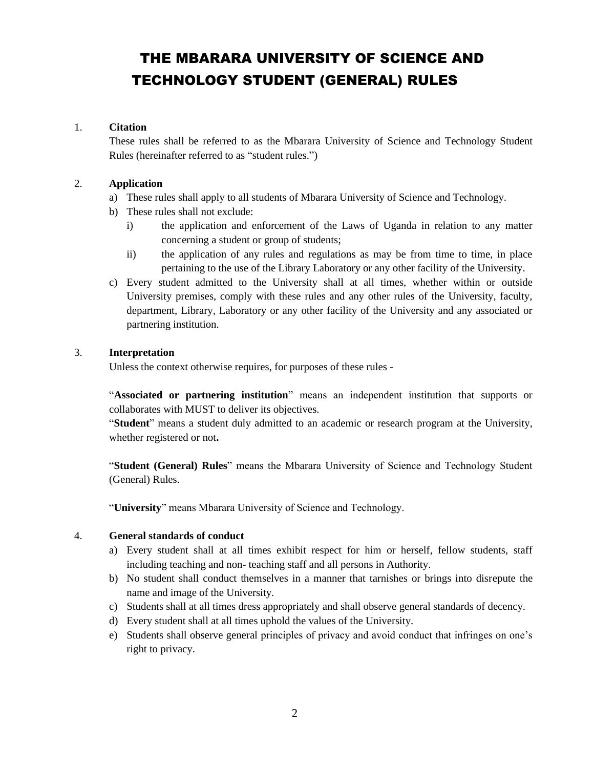# THE MBARARA UNIVERSITY OF SCIENCE AND TECHNOLOGY STUDENT (GENERAL) RULES

1. **Citation**

   These rules shall be referred to as the Mbarara University of Science and Technology Student Rules (hereinafter referred to as "student rules.")

2. **Application**

   a) These rules shall apply to all students of Mbarara University of Science and Technology.

   b) These rules shall not exclude:

      i) the application and enforcement of the Laws of Uganda in relation to any matter concerning a student or group of students;

      ii) the application of any rules and regulations as may be from time to time, in place pertaining to the use of the Library Laboratory or any other facility of the University.

   c) Every student admitted to the University shall at all times, whether within or outside University premises, comply with these rules and any other rules of the University, faculty, department, Library, Laboratory or any other facility of the University and any associated or partnering institution.

3. **Interpretation**

   Unless the context otherwise requires, for purposes of these rules -

   "**Associated or partnering institution**" means an independent institution that supports or collaborates with MUST to deliver its objectives.

   "**Student**" means a student duly admitted to an academic or research program at the University, whether registered or not**.**

   "**Student (General) Rules**" means the Mbarara University of Science and Technology Student (General) Rules.

   "**University**" means Mbarara University of Science and Technology.

4. **General standards of conduct**

   a) Every student shall at all times exhibit respect for him or herself, fellow students, staff including teaching and non- teaching staff and all persons in Authority.

   b) No student shall conduct themselves in a manner that tarnishes or brings into disrepute the name and image of the University.

   c) Students shall at all times dress appropriately and shall observe general standards of decency.

   d) Every student shall at all times uphold the values of the University.

   e) Students shall observe general principles of privacy and avoid conduct that infringes on one's right to privacy.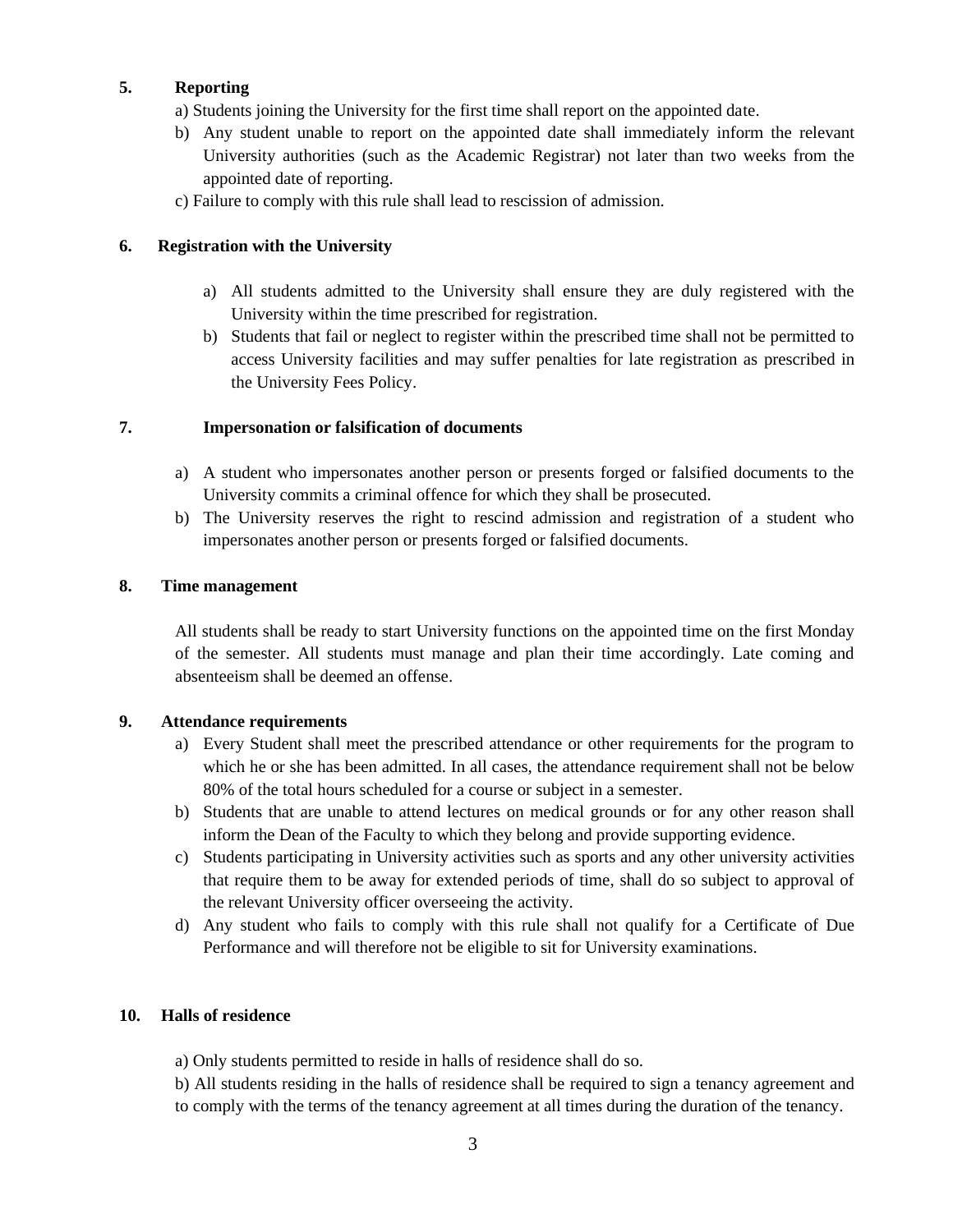### 5. Reporting

a) Students joining the University for the first time shall report on the appointed date.

b) Any student unable to report on the appointed date shall immediately inform the relevant University authorities (such as the Academic Registrar) not later than two weeks from the appointed date of reporting.

c) Failure to comply with this rule shall lead to rescission of admission.

### 6. Registration with the University

a) All students admitted to the University shall ensure they are duly registered with the University within the time prescribed for registration.

b) Students that fail or neglect to register within the prescribed time shall not be permitted to access University facilities and may suffer penalties for late registration as prescribed in the University Fees Policy.

### 7. Impersonation or falsification of documents

a) A student who impersonates another person or presents forged or falsified documents to the University commits a criminal offence for which they shall be prosecuted.

b) The University reserves the right to rescind admission and registration of a student who impersonates another person or presents forged or falsified documents.

### 8. Time management

All students shall be ready to start University functions on the appointed time on the first Monday of the semester. All students must manage and plan their time accordingly. Late coming and absenteeism shall be deemed an offense.

### 9. Attendance requirements

a) Every Student shall meet the prescribed attendance or other requirements for the program to which he or she has been admitted. In all cases, the attendance requirement shall not be below 80% of the total hours scheduled for a course or subject in a semester.

b) Students that are unable to attend lectures on medical grounds or for any other reason shall inform the Dean of the Faculty to which they belong and provide supporting evidence.

c) Students participating in University activities such as sports and any other university activities that require them to be away for extended periods of time, shall do so subject to approval of the relevant University officer overseeing the activity.

d) Any student who fails to comply with this rule shall not qualify for a Certificate of Due Performance and will therefore not be eligible to sit for University examinations.

### 10. Halls of residence

a) Only students permitted to reside in halls of residence shall do so.

b) All students residing in the halls of residence shall be required to sign a tenancy agreement and to comply with the terms of the tenancy agreement at all times during the duration of the tenancy.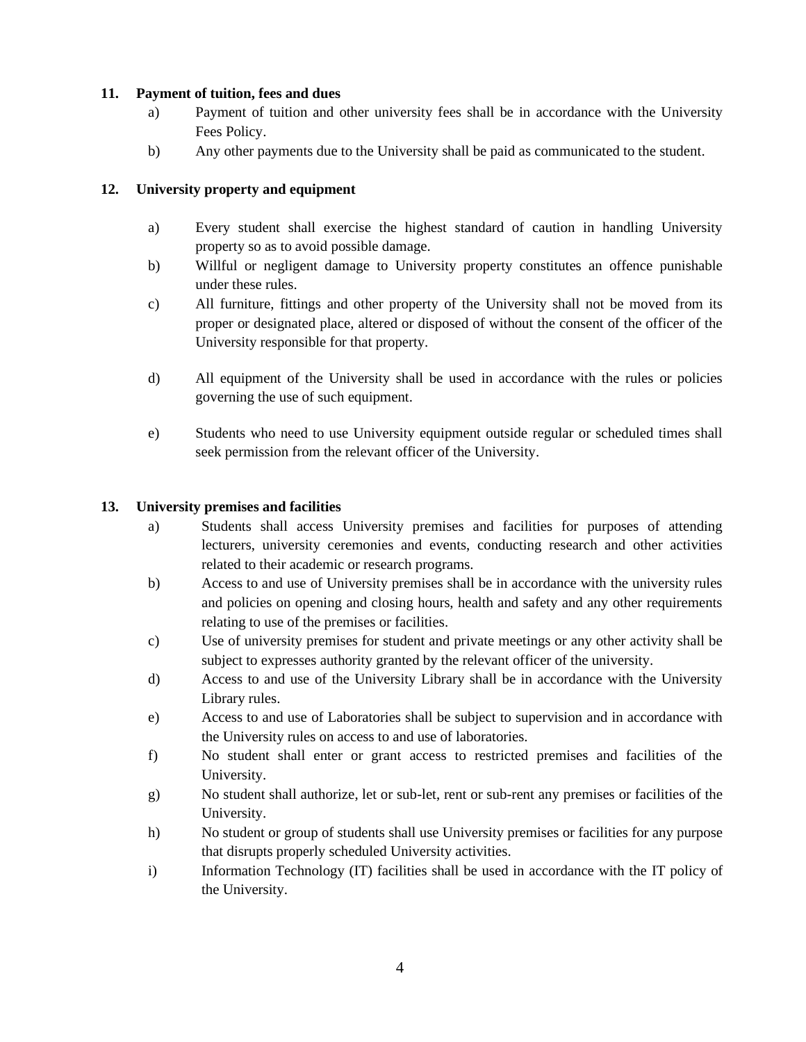**11. Payment of tuition, fees and dues**

a) Payment of tuition and other university fees shall be in accordance with the University Fees Policy.

b) Any other payments due to the University shall be paid as communicated to the student.

**12. University property and equipment**

a) Every student shall exercise the highest standard of caution in handling University property so as to avoid possible damage.

b) Willful or negligent damage to University property constitutes an offence punishable under these rules.

c) All furniture, fittings and other property of the University shall not be moved from its proper or designated place, altered or disposed of without the consent of the officer of the University responsible for that property.

d) All equipment of the University shall be used in accordance with the rules or policies governing the use of such equipment.

e) Students who need to use University equipment outside regular or scheduled times shall seek permission from the relevant officer of the University.

**13. University premises and facilities**

a) Students shall access University premises and facilities for purposes of attending lecturers, university ceremonies and events, conducting research and other activities related to their academic or research programs.

b) Access to and use of University premises shall be in accordance with the university rules and policies on opening and closing hours, health and safety and any other requirements relating to use of the premises or facilities.

c) Use of university premises for student and private meetings or any other activity shall be subject to expresses authority granted by the relevant officer of the university.

d) Access to and use of the University Library shall be in accordance with the University Library rules.

e) Access to and use of Laboratories shall be subject to supervision and in accordance with the University rules on access to and use of laboratories.

f) No student shall enter or grant access to restricted premises and facilities of the University.

g) No student shall authorize, let or sub-let, rent or sub-rent any premises or facilities of the University.

h) No student or group of students shall use University premises or facilities for any purpose that disrupts properly scheduled University activities.

i) Information Technology (IT) facilities shall be used in accordance with the IT policy of the University.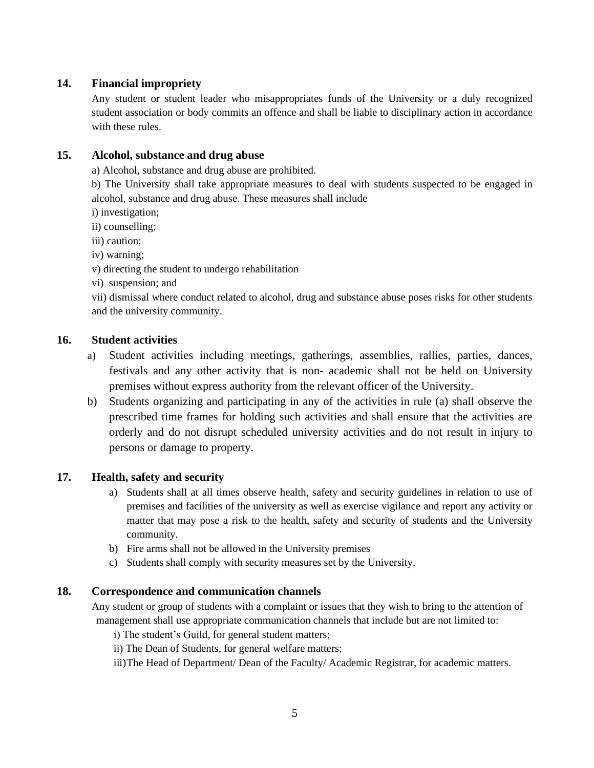### 14. Financial impropriety

Any student or student leader who misappropriates funds of the University or a duly recognized student association or body commits an offence and shall be liable to disciplinary action in accordance with these rules.

### 15. Alcohol, substance and drug abuse

a) Alcohol, substance and drug abuse are prohibited.

b) The University shall take appropriate measures to deal with students suspected to be engaged in alcohol, substance and drug abuse. These measures shall include

i) investigation;

ii) counselling;

iii) caution;

iv) warning;

v) directing the student to undergo rehabilitation

vi) suspension; and

vii) dismissal where conduct related to alcohol, drug and substance abuse poses risks for other students and the university community.

### 16. Student activities

a) Student activities including meetings, gatherings, assemblies, rallies, parties, dances, festivals and any other activity that is non- academic shall not be held on University premises without express authority from the relevant officer of the University.

b) Students organizing and participating in any of the activities in rule (a) shall observe the prescribed time frames for holding such activities and shall ensure that the activities are orderly and do not disrupt scheduled university activities and do not result in injury to persons or damage to property.

### 17. Health, safety and security

a) Students shall at all times observe health, safety and security guidelines in relation to use of premises and facilities of the university as well as exercise vigilance and report any activity or matter that may pose a risk to the health, safety and security of students and the University community.

b) Fire arms shall not be allowed in the University premises

c) Students shall comply with security measures set by the University.

### 18. Correspondence and communication channels

Any student or group of students with a complaint or issues that they wish to bring to the attention of management shall use appropriate communication channels that include but are not limited to:

i) The student's Guild, for general student matters;

ii) The Dean of Students, for general welfare matters;

iii) The Head of Department/ Dean of the Faculty/ Academic Registrar, for academic matters.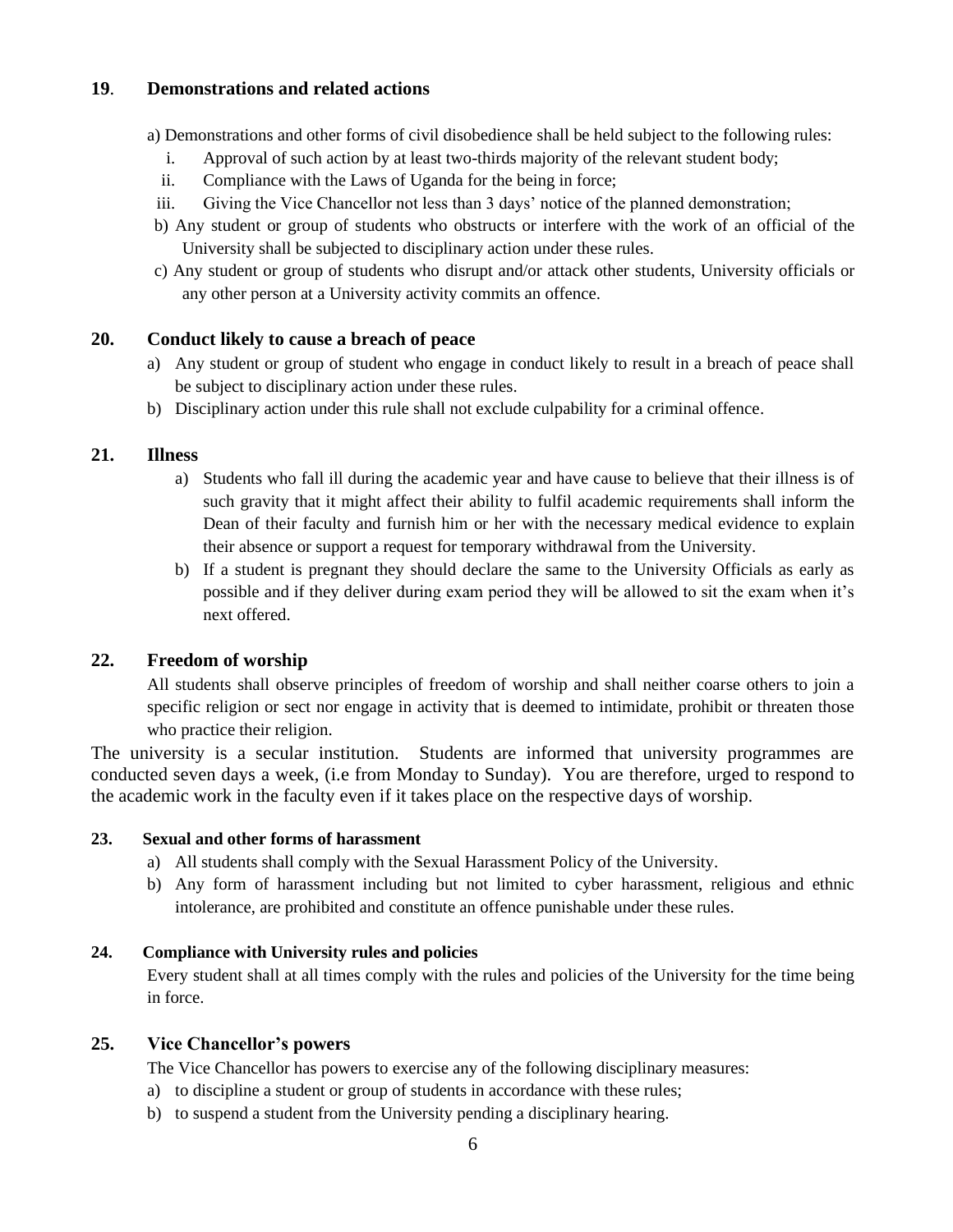## 19. Demonstrations and related actions

a) Demonstrations and other forms of civil disobedience shall be held subject to the following rules:

i. Approval of such action by at least two-thirds majority of the relevant student body;
ii. Compliance with the Laws of Uganda for the being in force;
iii. Giving the Vice Chancellor not less than 3 days' notice of the planned demonstration;

b) Any student or group of students who obstructs or interfere with the work of an official of the University shall be subjected to disciplinary action under these rules.

c) Any student or group of students who disrupt and/or attack other students, University officials or any other person at a University activity commits an offence.

## 20. Conduct likely to cause a breach of peace

a) Any student or group of student who engage in conduct likely to result in a breach of peace shall be subject to disciplinary action under these rules.

b) Disciplinary action under this rule shall not exclude culpability for a criminal offence.

## 21. Illness

a) Students who fall ill during the academic year and have cause to believe that their illness is of such gravity that it might affect their ability to fulfil academic requirements shall inform the Dean of their faculty and furnish him or her with the necessary medical evidence to explain their absence or support a request for temporary withdrawal from the University.

b) If a student is pregnant they should declare the same to the University Officials as early as possible and if they deliver during exam period they will be allowed to sit the exam when it's next offered.

## 22. Freedom of worship

All students shall observe principles of freedom of worship and shall neither coarse others to join a specific religion or sect nor engage in activity that is deemed to intimidate, prohibit or threaten those who practice their religion.

The university is a secular institution. Students are informed that university programmes are conducted seven days a week, (i.e from Monday to Sunday). You are therefore, urged to respond to the academic work in the faculty even if it takes place on the respective days of worship.

## 23. Sexual and other forms of harassment

a) All students shall comply with the Sexual Harassment Policy of the University.

b) Any form of harassment including but not limited to cyber harassment, religious and ethnic intolerance, are prohibited and constitute an offence punishable under these rules.

## 24. Compliance with University rules and policies

Every student shall at all times comply with the rules and policies of the University for the time being in force.

## 25. Vice Chancellor's powers

The Vice Chancellor has powers to exercise any of the following disciplinary measures:

a) to discipline a student or group of students in accordance with these rules;

b) to suspend a student from the University pending a disciplinary hearing.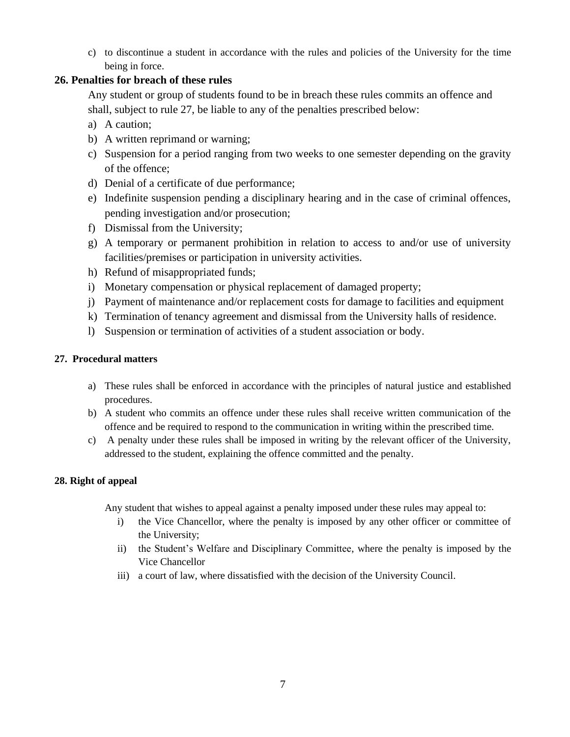c) to discontinue a student in accordance with the rules and policies of the University for the time being in force.

## 26. Penalties for breach of these rules

Any student or group of students found to be in breach these rules commits an offence and shall, subject to rule 27, be liable to any of the penalties prescribed below:

a) A caution;
b) A written reprimand or warning;
c) Suspension for a period ranging from two weeks to one semester depending on the gravity of the offence;
d) Denial of a certificate of due performance;
e) Indefinite suspension pending a disciplinary hearing and in the case of criminal offences, pending investigation and/or prosecution;
f) Dismissal from the University;
g) A temporary or permanent prohibition in relation to access to and/or use of university facilities/premises or participation in university activities.
h) Refund of misappropriated funds;
i) Monetary compensation or physical replacement of damaged property;
j) Payment of maintenance and/or replacement costs for damage to facilities and equipment
k) Termination of tenancy agreement and dismissal from the University halls of residence.
l) Suspension or termination of activities of a student association or body.

## 27. Procedural matters

a) These rules shall be enforced in accordance with the principles of natural justice and established procedures.
b) A student who commits an offence under these rules shall receive written communication of the offence and be required to respond to the communication in writing within the prescribed time.
c) A penalty under these rules shall be imposed in writing by the relevant officer of the University, addressed to the student, explaining the offence committed and the penalty.

## 28. Right of appeal

Any student that wishes to appeal against a penalty imposed under these rules may appeal to:

i) the Vice Chancellor, where the penalty is imposed by any other officer or committee of the University;
ii) the Student's Welfare and Disciplinary Committee, where the penalty is imposed by the Vice Chancellor
iii) a court of law, where dissatisfied with the decision of the University Council.